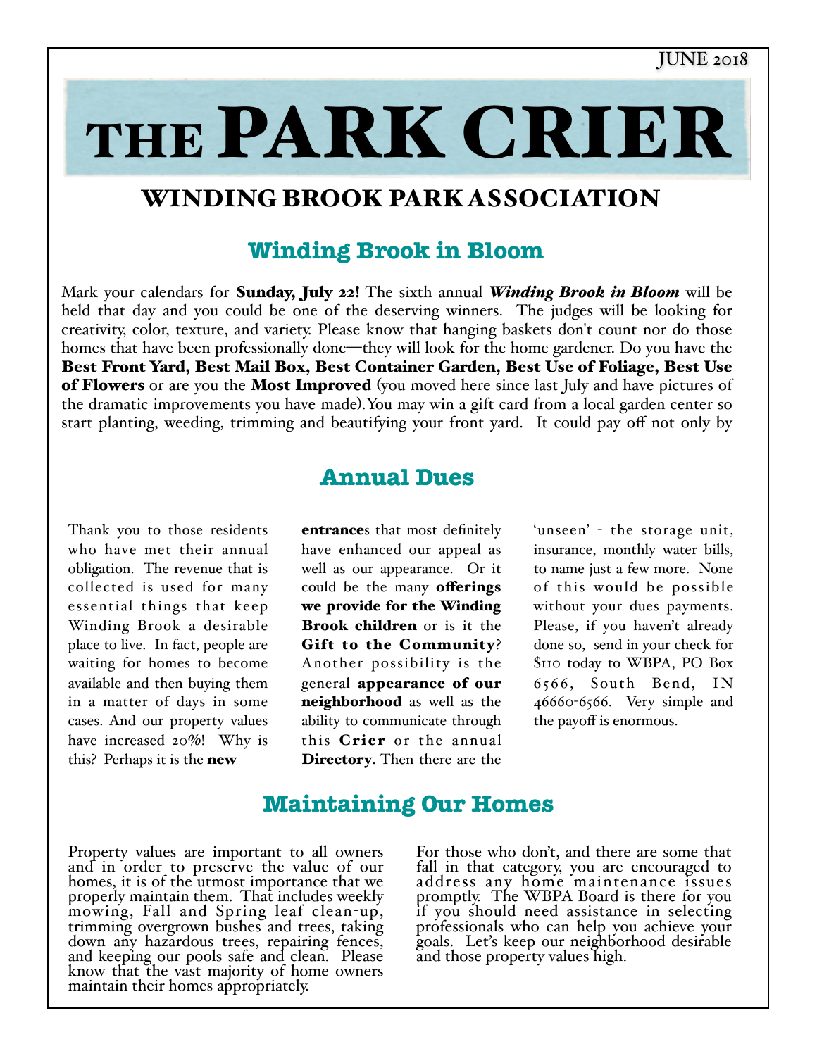JUNE 2018

# THE PARK CRIER

## WINDING BROOK PARK ASSOCIATION

### Winding Brook in Bloom

Mark your calendars for **Sunday, July 22!** The sixth annual ***Winding Brook in Bloom*** will be held that day and you could be one of the deserving winners. The judges will be looking for creativity, color, texture, and variety. Please know that hanging baskets don't count nor do those homes that have been professionally done—they will look for the home gardener. Do you have the **Best Front Yard, Best Mail Box, Best Container Garden, Best Use of Foliage, Best Use of Flowers** or are you the **Most Improved** (you moved here since last July and have pictures of the dramatic improvements you have made).You may win a gift card from a local garden center so start planting, weeding, trimming and beautifying your front yard. It could pay off not only by

### Annual Dues

Thank you to those residents who have met their annual obligation. The revenue that is collected is used for many essential things that keep Winding Brook a desirable place to live. In fact, people are waiting for homes to become available and then buying them in a matter of days in some cases. And our property values have increased 20%! Why is this? Perhaps it is the **new entrance**s that most definitely have enhanced our appeal as well as our appearance. Or it could be the many **offerings we provide for the Winding Brook children** or is it the **Gift to the Community**? Another possibility is the general **appearance of our neighborhood** as well as the ability to communicate through this **Crier** or the annual **Directory**. Then there are the 'unseen' - the storage unit, insurance, monthly water bills, to name just a few more. None of this would be possible without your dues payments. Please, if you haven't already done so, send in your check for $110 today to WBPA, PO Box 6566, South Bend, IN 46660-6566. Very simple and the payoff is enormous.

### Maintaining Our Homes

Property values are important to all owners and in order to preserve the value of our homes, it is of the utmost importance that we properly maintain them. That includes weekly mowing, Fall and Spring leaf clean-up, trimming overgrown bushes and trees, taking down any hazardous trees, repairing fences, and keeping our pools safe and clean. Please know that the vast majority of home owners maintain their homes appropriately.

For those who don't, and there are some that fall in that category, you are encouraged to address any home maintenance issues promptly. The WBPA Board is there for you if you should need assistance in selecting professionals who can help you achieve your goals. Let's keep our neighborhood desirable and those property values high.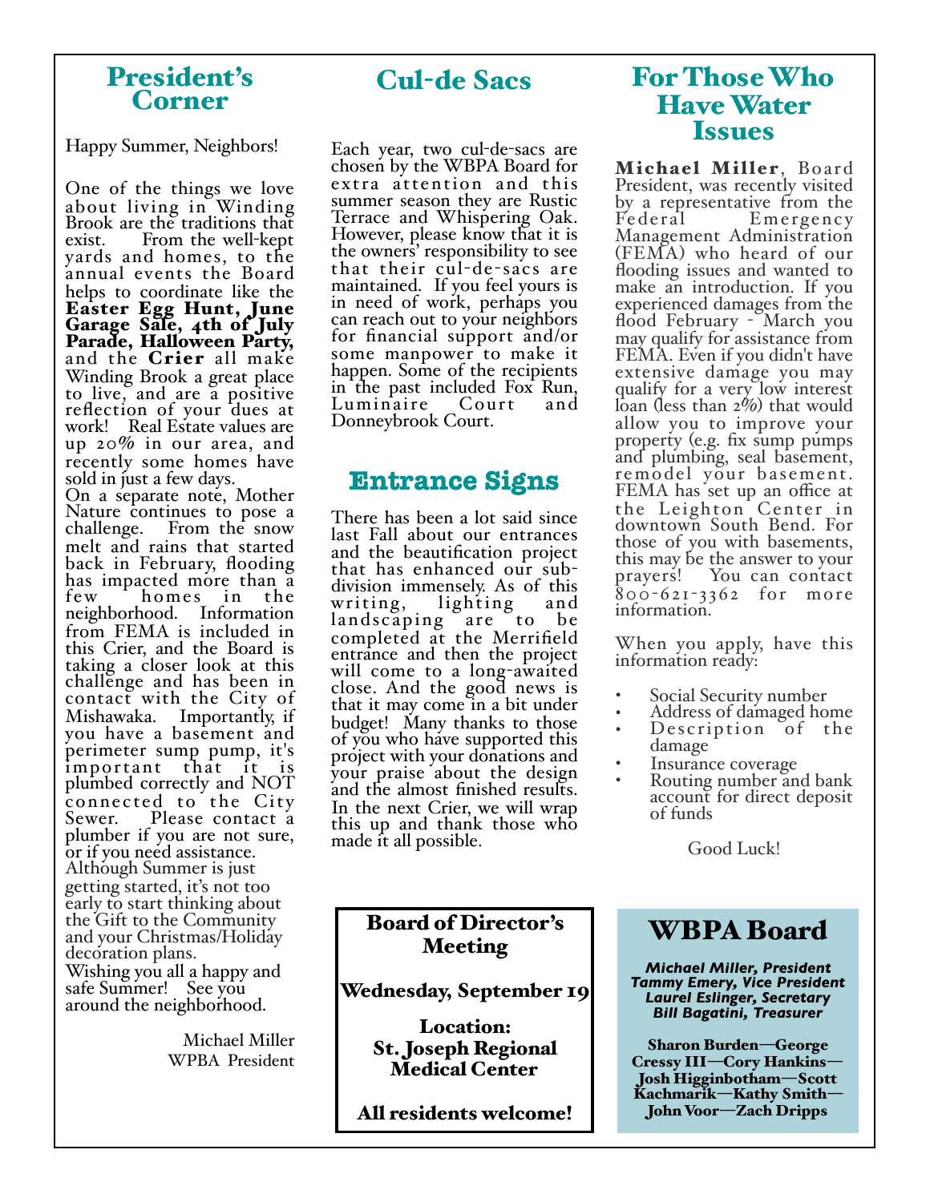## President's Corner

Happy Summer, Neighbors!

One of the things we love about living in Winding Brook are the traditions that exist. From the well-kept yards and homes, to the annual events the Board helps to coordinate like the **Easter Egg Hunt, June Garage Sale, 4th of July Parade, Halloween Party,** and the **Crier** all make Winding Brook a great place to live, and are a positive reflection of your dues at work! Real Estate values are up 20% in our area, and recently some homes have sold in just a few days.

On a separate note, Mother Nature continues to pose a challenge. From the snow melt and rains that started back in February, flooding has impacted more than a few homes in the neighborhood. Information from FEMA is included in this Crier, and the Board is taking a closer look at this challenge and has been in contact with the City of Mishawaka. Importantly, if you have a basement and perimeter sump pump, it's important that it is plumbed correctly and NOT connected to the City Sewer. Please contact a plumber if you are not sure, or if you need assistance.

Although Summer is just getting started, it's not too early to start thinking about the Gift to the Community and your Christmas/Holiday decoration plans.

Wishing you all a happy and safe Summer! See you around the neighborhood.

Michael Miller
WPBA President

## Cul-de Sacs

Each year, two cul-de-sacs are chosen by the WBPA Board for extra attention and this summer season they are Rustic Terrace and Whispering Oak. However, please know that it is the owners' responsibility to see that their cul-de-sacs are maintained. If you feel yours is in need of work, perhaps you can reach out to your neighbors for financial support and/or some manpower to make it happen. Some of the recipients in the past included Fox Run, Luminaire Court and Donneybrook Court.

## Entrance Signs

There has been a lot said since last Fall about our entrances and the beautification project that has enhanced our sub-division immensely. As of this writing, lighting and landscaping are to be completed at the Merrifield entrance and then the project will come to a long-awaited close. And the good news is that it may come in a bit under budget! Many thanks to those of you who have supported this project with your donations and your praise about the design and the almost finished results. In the next Crier, we will wrap this up and thank those who made it all possible.

## For Those Who Have Water Issues

**Michael Miller**, Board President, was recently visited by a representative from the Federal Emergency Management Administration (FEMA) who heard of our flooding issues and wanted to make an introduction. If you experienced damages from the flood February - March you may qualify for assistance from FEMA. Even if you didn't have extensive damage you may qualify for a very low interest loan (less than 2%) that would allow you to improve your property (e.g. fix sump pumps and plumbing, seal basement, remodel your basement. FEMA has set up an office at the Leighton Center in downtown South Bend. For those of you with basements, this may be the answer to your prayers! You can contact 800-621-3362 for more information.

When you apply, have this information ready:

- Social Security number
- Address of damaged home
- Description of the damage
- Insurance coverage
- Routing number and bank account for direct deposit of funds

Good Luck!

**Board of Director's Meeting**

**Wednesday, September 19**

**Location:**
**St. Joseph Regional Medical Center**

**All residents welcome!**

## WBPA Board

***Michael Miller, President***
***Tammy Emery, Vice President***
***Laurel Eslinger, Secretary***
***Bill Bagatini, Treasurer***

**Sharon Burden—George Cressy III—Cory Hankins—Josh Higginbotham—Scott Kachmarik—Kathy Smith—John Voor—Zach Dripps**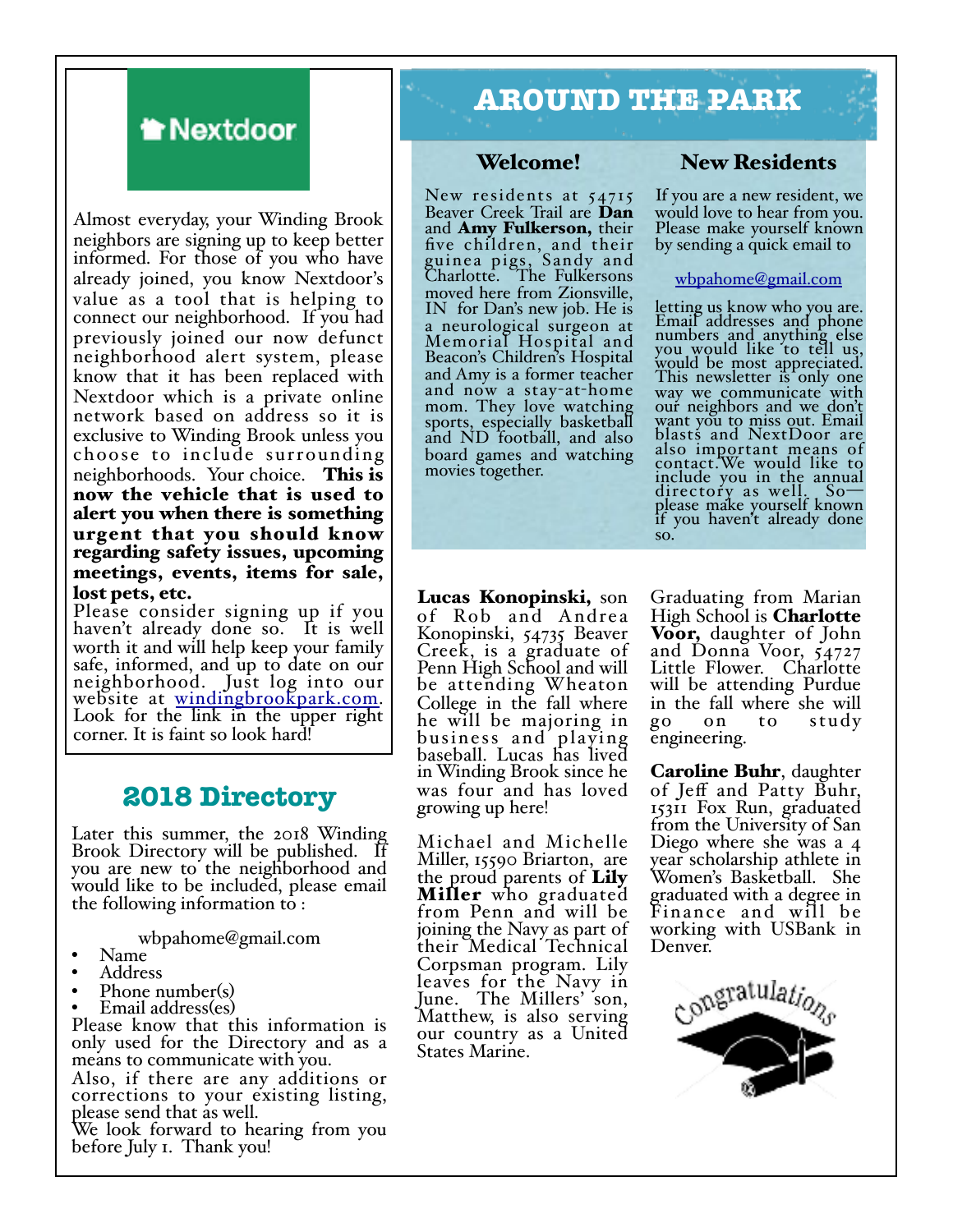Nextdoor

Almost everyday, your Winding Brook neighbors are signing up to keep better informed. For those of you who have already joined, you know Nextdoor's value as a tool that is helping to connect our neighborhood. If you had previously joined our now defunct neighborhood alert system, please know that it has been replaced with Nextdoor which is a private online network based on address so it is exclusive to Winding Brook unless you choose to include surrounding neighborhoods. Your choice. **This is now the vehicle that is used to alert you when there is something urgent that you should know regarding safety issues, upcoming meetings, events, items for sale, lost pets, etc.**

Please consider signing up if you haven't already done so. It is well worth it and will help keep your family safe, informed, and up to date on our neighborhood. Just log into our website at windingbrookpark.com. Look for the link in the upper right corner. It is faint so look hard!

## 2018 Directory

Later this summer, the 2018 Winding Brook Directory will be published. If you are new to the neighborhood and would like to be included, please email the following information to :

wbpahome@gmail.com

- Name
- Address
- Phone number(s)
- Email address(es)

Please know that this information is only used for the Directory and as a means to communicate with you.

Also, if there are any additions or corrections to your existing listing, please send that as well.

We look forward to hearing from you before July 1. Thank you!

# AROUND THE PARK

## Welcome!

New residents at 54715 Beaver Creek Trail are **Dan** and **Amy Fulkerson,** their five children, and their guinea pigs, Sandy and Charlotte. The Fulkersons moved here from Zionsville, IN for Dan's new job. He is a neurological surgeon at Memorial Hospital and Beacon's Children's Hospital and Amy is a former teacher and now a stay-at-home mom. They love watching sports, especially basketball and ND football, and also board games and watching movies together.

## New Residents

If you are a new resident, we would love to hear from you. Please make yourself known by sending a quick email to

wbpahome@gmail.com

letting us know who you are. Email addresses and phone numbers and anything else you would like to tell us, would be most appreciated. This newsletter is only one way we communicate with our neighbors and we don't want you to miss out. Email blasts and NextDoor are also important means of contact.We would like to include you in the annual directory as well. So—please make yourself known if you haven't already done so.

**Lucas Konopinski,** son of Rob and Andrea Konopinski, 54735 Beaver Creek, is a graduate of Penn High School and will be attending Wheaton College in the fall where he will be majoring in business and playing baseball. Lucas has lived in Winding Brook since he was four and has loved growing up here!

Michael and Michelle Miller, 15590 Briarton, are the proud parents of **Lily Miller** who graduated from Penn and will be joining the Navy as part of their Medical Technical Corpsman program. Lily leaves for the Navy in June. The Millers' son, Matthew, is also serving our country as a United States Marine.

Graduating from Marian High School is **Charlotte Voor,** daughter of John and Donna Voor, 54727 Little Flower. Charlotte will be attending Purdue in the fall where she will go on to study engineering.

**Caroline Buhr**, daughter of Jeff and Patty Buhr, 15311 Fox Run, graduated from the University of San Diego where she was a 4 year scholarship athlete in Women's Basketball. She graduated with a degree in Finance and will be working with USBank in Denver.

Congratulations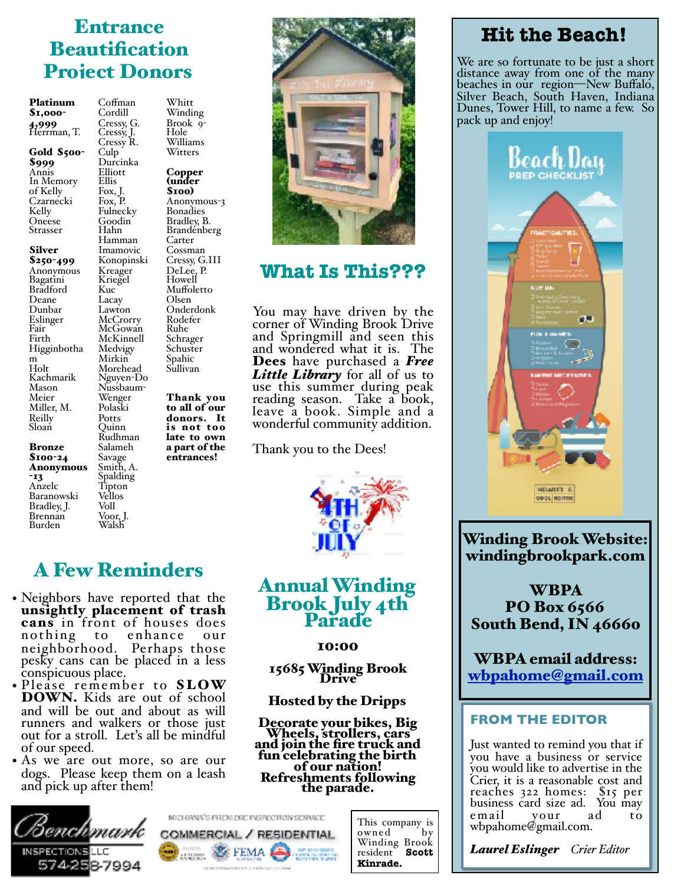## Entrance Beautification Proiect Donors

**Platinum $1,000-4,999**
Herrman, T.

**Gold $500-$999**
Annis
In Memory of Kelly Czarnecki
Kelly
Oneese
Strasser

**Silver $250-499**
Anonymous
Bagatini
Bradford
Deane
Dunbar
Eslinger
Fair
Firth
Higginbotham
Holt
Kachmarik
Mason
Meier
Miller, M.
Reilly
Sloan

**Bronze $100-24**
**Anonymous -13**
Anzelc
Baranowski
Bradley, J.
Brennan
Burden
Coffman
Cordill
Cressy, G.
Cressy, J.
Cressy R.
Culp
Durcinka
Elliott
Ellis
Fox, J.
Fox, P.
Fulnecky
Goodin
Hahn
Hamman
Imamovic
Konopinski
Kreager
Kriegel
Kuc
Lacay
Lawton
McCrorry
McGowan
McKinnell
Medvigy
Mirkin
Morehead
Nguyen-Do
Nussbaum-Wenger
Polaski
Potts
Quinn
Rudhman
Salameh
Savage
Smith, A.
Spalding
Tipton
Vellos
Voll
Voor, J.
Walsh
Whitt
Winding Brook 9-Hole
Williams
Witters

**Copper (under $100)**
Anonymous-3
Bonadies
Bradley, B.
Brandenberg
Carter
Cossman
Cressy, G.III
DeLee, P.
Howell
Muffoletto
Olsen
Onderdonk
Rodefer
Ruhe
Schrager
Schuster
Spahic
Sullivan

**Thank you to all of our donors. It is not too late to own a part of the entrances!**

## A Few Reminders

- Neighbors have reported that the **unsightly placement of trash cans** in front of houses does nothing to enhance our neighborhood. Perhaps those pesky cans can be placed in a less conspicuous place.
- Please remember to **SLOW DOWN.** Kids are out of school and will be out and about as will runners and walkers or those just out for a stroll. Let's all be mindful of our speed.
- As we are out more, so are our dogs. Please keep them on a leash and pick up after them!

## What Is This???

You may have driven by the corner of Winding Brook Drive and Springmill and seen this and wondered what it is. The **Dees** have purchased a ***Free Little Library*** for all of us to use this summer during peak reading season. Take a book, leave a book. Simple and a wonderful community addition.

Thank you to the Dees!

## Annual Winding Brook July 4th Parade

**10:00**

**15685 Winding Brook Drive**

**Hosted by the Dripps**

**Decorate your bikes, Big Wheels, strollers, cars and join the fire truck and fun celebrating the birth of our nation! Refreshments following the parade.**

## Hit the Beach!

We are so fortunate to be just a short distance away from one of the many beaches in our region—New Buffalo, Silver Beach, South Haven, Indiana Dunes, Tower Hill, to name a few. So pack up and enjoy!

**Winding Brook Website: windingbrookpark.com**

**WBPA**
**PO Box 6566**
**South Bend, IN 46660**

**WBPA email address: wbpahome@gmail.com**

### FROM THE EDITOR

Just wanted to remind you that if you have a business or service you would like to advertise in the Crier, it is a reasonable cost and reaches 322 homes: $15 per business card size ad. You may email your ad to wbpahome@gmail.com.

***Laurel Eslinger*** *Crier Editor*

Benchmark INSPECTIONS LLC
574-258-7994

MICHIANA'S PREMIERE INSPECTION SERVICE
COMMERCIAL / RESIDENTIAL

This company is owned by Winding Brook resident **Scott Kinrade.**